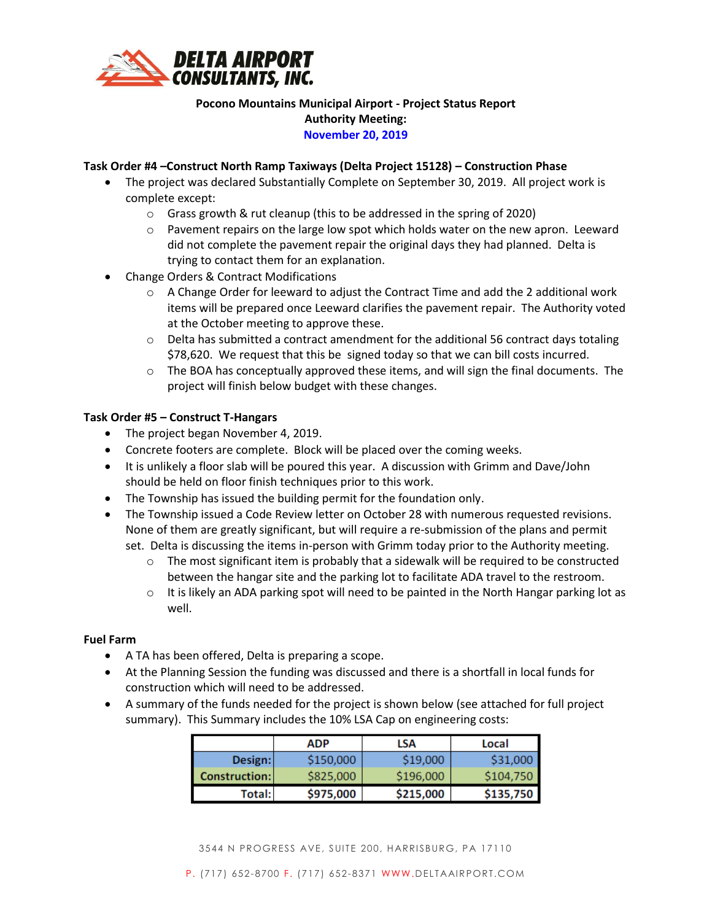**DELTA AIRPORT CONSULTANTS, INC.**

# Pocono Mountains Municipal Airport - Project Status Report
## Authority Meeting:
## November 20, 2019

### Task Order #4 –Construct North Ramp Taxiways (Delta Project 15128) – Construction Phase

- The project was declared Substantially Complete on September 30, 2019. All project work is complete except:
  - Grass growth & rut cleanup (this to be addressed in the spring of 2020)
  - Pavement repairs on the large low spot which holds water on the new apron. Leeward did not complete the pavement repair the original days they had planned. Delta is trying to contact them for an explanation.
- Change Orders & Contract Modifications
  - A Change Order for leeward to adjust the Contract Time and add the 2 additional work items will be prepared once Leeward clarifies the pavement repair. The Authority voted at the October meeting to approve these.
  - Delta has submitted a contract amendment for the additional 56 contract days totaling $78,620. We request that this be signed today so that we can bill costs incurred.
  - The BOA has conceptually approved these items, and will sign the final documents. The project will finish below budget with these changes.

### Task Order #5 – Construct T-Hangars

- The project began November 4, 2019.
- Concrete footers are complete. Block will be placed over the coming weeks.
- It is unlikely a floor slab will be poured this year. A discussion with Grimm and Dave/John should be held on floor finish techniques prior to this work.
- The Township has issued the building permit for the foundation only.
- The Township issued a Code Review letter on October 28 with numerous requested revisions. None of them are greatly significant, but will require a re-submission of the plans and permit set. Delta is discussing the items in-person with Grimm today prior to the Authority meeting.
  - The most significant item is probably that a sidewalk will be required to be constructed between the hangar site and the parking lot to facilitate ADA travel to the restroom.
  - It is likely an ADA parking spot will need to be painted in the North Hangar parking lot as well.

### Fuel Farm

- A TA has been offered, Delta is preparing a scope.
- At the Planning Session the funding was discussed and there is a shortfall in local funds for construction which will need to be addressed.
- A summary of the funds needed for the project is shown below (see attached for full project summary). This Summary includes the 10% LSA Cap on engineering costs:

| | ADP | LSA | Local |
|---|---|---|---|
| **Design:** | $150,000 | $19,000 | $31,000 |
| **Construction:** | $825,000 | $196,000 | $104,750 |
| **Total:** | **$975,000** | **$215,000** | **$135,750** |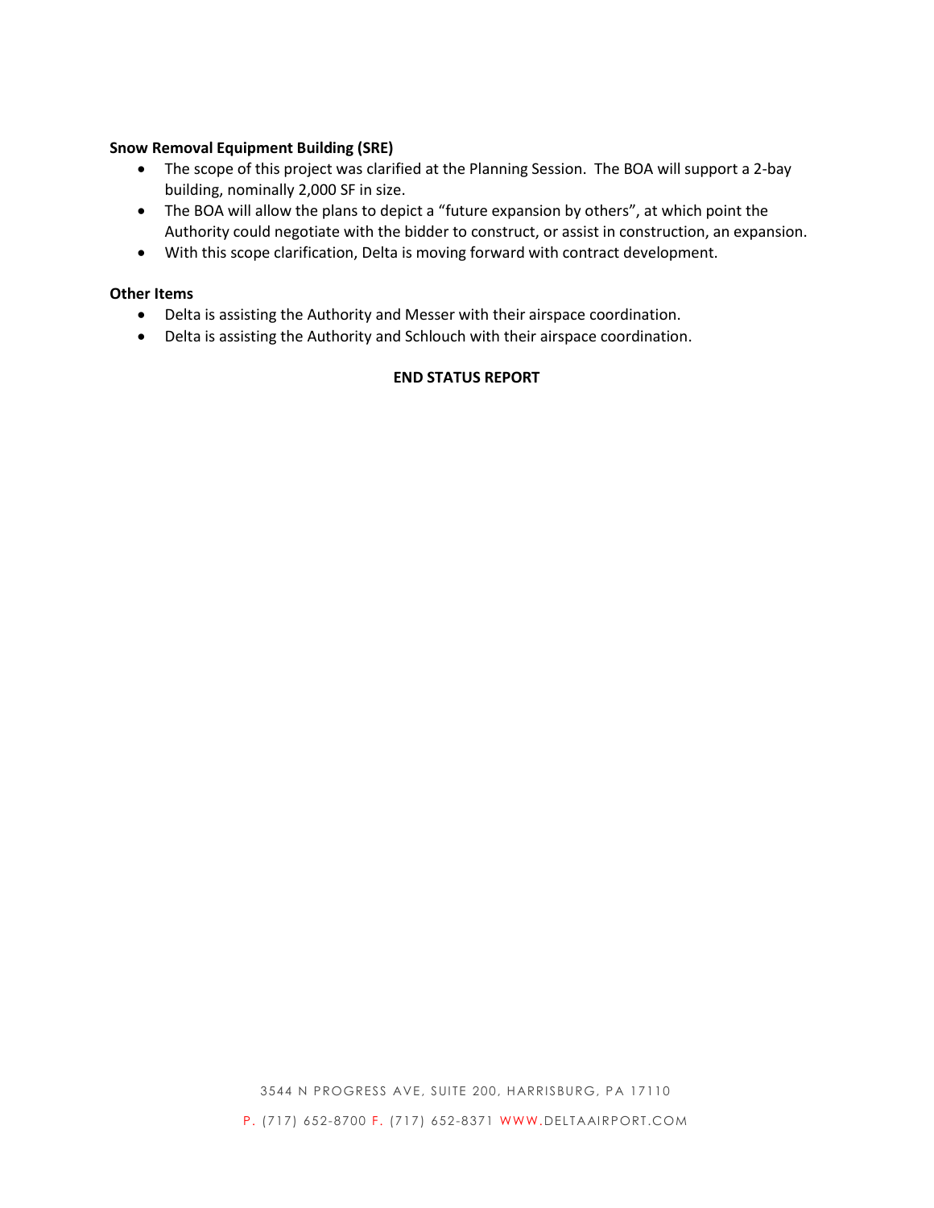**Snow Removal Equipment Building (SRE)**

- The scope of this project was clarified at the Planning Session. The BOA will support a 2-bay building, nominally 2,000 SF in size.
- The BOA will allow the plans to depict a "future expansion by others", at which point the Authority could negotiate with the bidder to construct, or assist in construction, an expansion.
- With this scope clarification, Delta is moving forward with contract development.

**Other Items**

- Delta is assisting the Authority and Messer with their airspace coordination.
- Delta is assisting the Authority and Schlouch with their airspace coordination.

**END STATUS REPORT**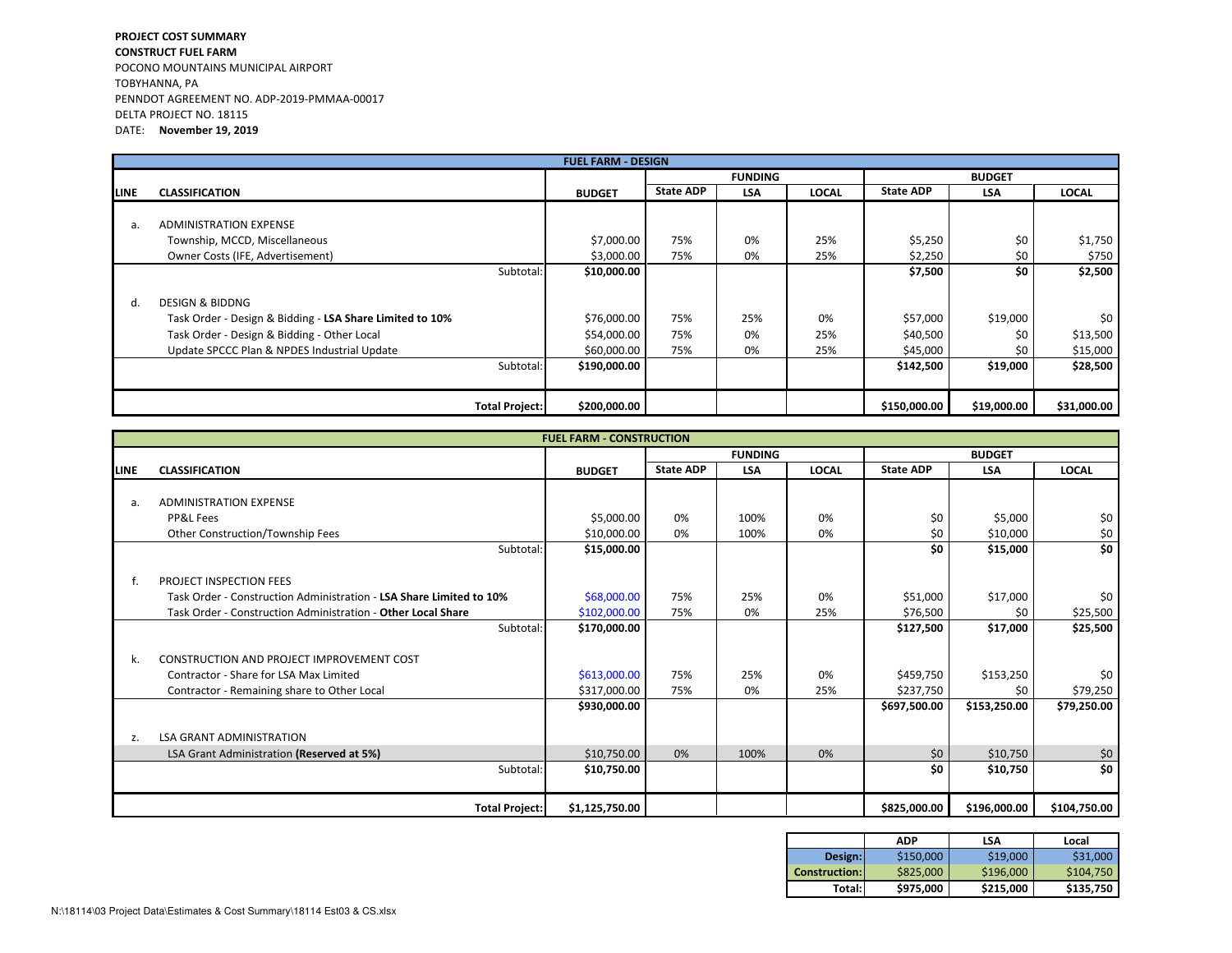**PROJECT COST SUMMARY**
**CONSTRUCT FUEL FARM**
POCONO MOUNTAINS MUNICIPAL AIRPORT
TOBYHANNA, PA
PENNDOT AGREEMENT NO. ADP-2019-PMMAA-00017
DELTA PROJECT NO. 18115
DATE: **November 19, 2019**

| **FUEL FARM - DESIGN** | | | | | | | | |
|---|---|---|---|---|---|---|---|---|
| | | | **FUNDING** | | | **BUDGET** | | |
| **LINE** | **CLASSIFICATION** | **BUDGET** | **State ADP** | **LSA** | **LOCAL** | **State ADP** | **LSA** | **LOCAL** |
| a. | ADMINISTRATION EXPENSE | | | | | | | |
| | Township, MCCD, Miscellaneous | $7,000.00 | 75% | 0% | 25% | $5,250 | $0 | $1,750 |
| | Owner Costs (IFE, Advertisement) | $3,000.00 | 75% | 0% | 25% | $2,250 | $0 | $750 |
| | Subtotal: | **$10,000.00** | | | | **$7,500** | **$0** | **$2,500** |
| d. | DESIGN & BIDDNG | | | | | | | |
| | Task Order - Design & Bidding - **LSA Share Limited to 10%** | $76,000.00 | 75% | 25% | 0% | $57,000 | $19,000 | $0 |
| | Task Order - Design & Bidding - Other Local | $54,000.00 | 75% | 0% | 25% | $40,500 | $0 | $13,500 |
| | Update SPCCC Plan & NPDES Industrial Update | $60,000.00 | 75% | 0% | 25% | $45,000 | $0 | $15,000 |
| | Subtotal: | **$190,000.00** | | | | **$142,500** | **$19,000** | **$28,500** |
| | **Total Project:** | **$200,000.00** | | | | **$150,000.00** | **$19,000.00** | **$31,000.00** |

| **FUEL FARM - CONSTRUCTION** | | | | | | | | |
|---|---|---|---|---|---|---|---|---|
| | | | **FUNDING** | | | **BUDGET** | | |
| **LINE** | **CLASSIFICATION** | **BUDGET** | **State ADP** | **LSA** | **LOCAL** | **State ADP** | **LSA** | **LOCAL** |
| a. | ADMINISTRATION EXPENSE | | | | | | | |
| | PP&L Fees | $5,000.00 | 0% | 100% | 0% | $0 | $5,000 | $0 |
| | Other Construction/Township Fees | $10,000.00 | 0% | 100% | 0% | $0 | $10,000 | $0 |
| | Subtotal: | **$15,000.00** | | | | **$0** | **$15,000** | **$0** |
| f. | PROJECT INSPECTION FEES | | | | | | | |
| | Task Order - Construction Administration - **LSA Share Limited to 10%** | $68,000.00 | 75% | 25% | 0% | $51,000 | $17,000 | $0 |
| | Task Order - Construction Administration - **Other Local Share** | $102,000.00 | 75% | 0% | 25% | $76,500 | $0 | $25,500 |
| | Subtotal: | **$170,000.00** | | | | **$127,500** | **$17,000** | **$25,500** |
| k. | CONSTRUCTION AND PROJECT IMPROVEMENT COST | | | | | | | |
| | Contractor - Share for LSA Max Limited | $613,000.00 | 75% | 25% | 0% | $459,750 | $153,250 | $0 |
| | Contractor - Remaining share to Other Local | $317,000.00 | 75% | 0% | 25% | $237,750 | $0 | $79,250 |
| | | **$930,000.00** | | | | **$697,500.00** | **$153,250.00** | **$79,250.00** |
| z. | LSA GRANT ADMINISTRATION | | | | | | | |
| | LSA Grant Administration **(Reserved at 5%)** | $10,750.00 | 0% | 100% | 0% | $0 | $10,750 | $0 |
| | Subtotal: | **$10,750.00** | | | | **$0** | **$10,750** | **$0** |
| | **Total Project:** | **$1,125,750.00** | | | | **$825,000.00** | **$196,000.00** | **$104,750.00** |

| | **ADP** | **LSA** | **Local** |
|---|---|---|---|
| **Design:** | $150,000 | $19,000 | $31,000 |
| **Construction:** | $825,000 | $196,000 | $104,750 |
| **Total:** | **$975,000** | **$215,000** | **$135,750** |

N:\18114\03 Project Data\Estimates & Cost Summary\18114 Est03 & CS.xlsx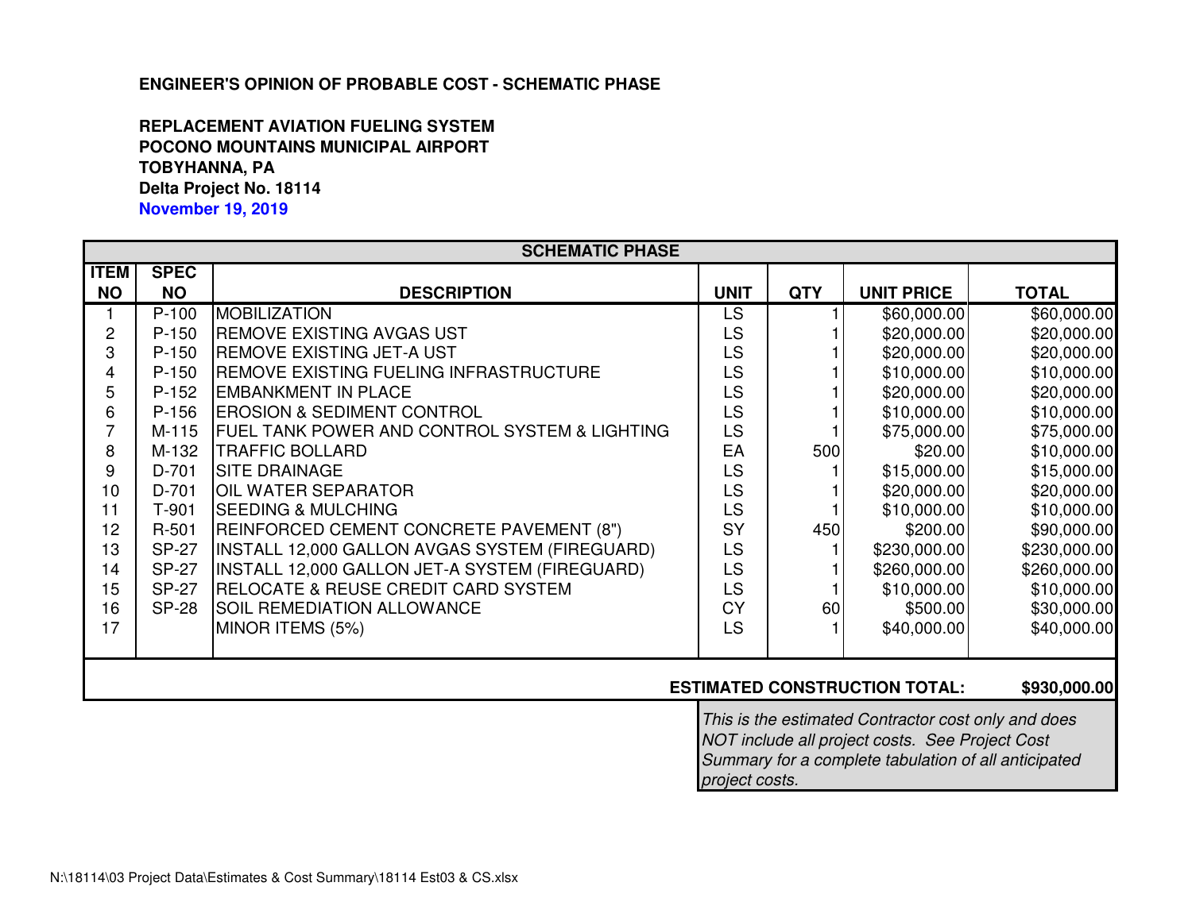**ENGINEER'S OPINION OF PROBABLE COST - SCHEMATIC PHASE**

**REPLACEMENT AVIATION FUELING SYSTEM**
**POCONO MOUNTAINS MUNICIPAL AIRPORT**
**TOBYHANNA, PA**
**Delta Project No. 18114**
**November 19, 2019**

| SCHEMATIC PHASE | | | | | | |
|---|---|---|---|---|---|---|
| **ITEM NO** | **SPEC NO** | **DESCRIPTION** | **UNIT** | **QTY** | **UNIT PRICE** | **TOTAL** |
| 1 | P-100 | MOBILIZATION | LS | 1 | $60,000.00 | $60,000.00 |
| 2 | P-150 | REMOVE EXISTING AVGAS UST | LS | 1 | $20,000.00 | $20,000.00 |
| 3 | P-150 | REMOVE EXISTING JET-A UST | LS | 1 | $20,000.00 | $20,000.00 |
| 4 | P-150 | REMOVE EXISTING FUELING INFRASTRUCTURE | LS | 1 | $10,000.00 | $10,000.00 |
| 5 | P-152 | EMBANKMENT IN PLACE | LS | 1 | $20,000.00 | $20,000.00 |
| 6 | P-156 | EROSION & SEDIMENT CONTROL | LS | 1 | $10,000.00 | $10,000.00 |
| 7 | M-115 | FUEL TANK POWER AND CONTROL SYSTEM & LIGHTING | LS | 1 | $75,000.00 | $75,000.00 |
| 8 | M-132 | TRAFFIC BOLLARD | EA | 500 | $20.00 | $10,000.00 |
| 9 | D-701 | SITE DRAINAGE | LS | 1 | $15,000.00 | $15,000.00 |
| 10 | D-701 | OIL WATER SEPARATOR | LS | 1 | $20,000.00 | $20,000.00 |
| 11 | T-901 | SEEDING & MULCHING | LS | 1 | $10,000.00 | $10,000.00 |
| 12 | R-501 | REINFORCED CEMENT CONCRETE PAVEMENT (8") | SY | 450 | $200.00 | $90,000.00 |
| 13 | SP-27 | INSTALL 12,000 GALLON AVGAS SYSTEM (FIREGUARD) | LS | 1 | $230,000.00 | $230,000.00 |
| 14 | SP-27 | INSTALL 12,000 GALLON JET-A SYSTEM (FIREGUARD) | LS | 1 | $260,000.00 | $260,000.00 |
| 15 | SP-27 | RELOCATE & REUSE CREDIT CARD SYSTEM | LS | 1 | $10,000.00 | $10,000.00 |
| 16 | SP-28 | SOIL REMEDIATION ALLOWANCE | CY | 60 | $500.00 | $30,000.00 |
| 17 | | MINOR ITEMS (5%) | LS | 1 | $40,000.00 | $40,000.00 |
| | | | | | **ESTIMATED CONSTRUCTION TOTAL:** | **$930,000.00** |

*This is the estimated Contractor cost only and does NOT include all project costs. See Project Cost Summary for a complete tabulation of all anticipated project costs.*

N:\18114\03 Project Data\Estimates & Cost Summary\18114 Est03 & CS.xlsx